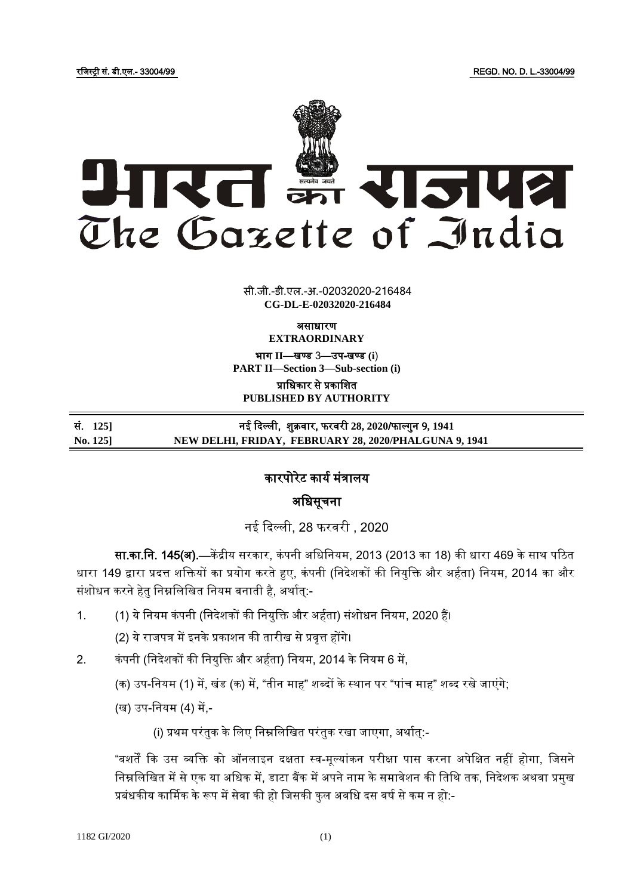रजिस्ट्री सं. डी.एल.- 33004/99 REGD. NO. D. L.-33004/99

# भारत का राजपत्र
# The Gazette of India

सी.जी.-डी.एल.-अ.-02032020-216484
**CG-DL-E-02032020-216484**

**असाधारण**
**EXTRAORDINARY**

**भाग II—खण्ड 3—उप-खण्ड (i)**
**PART II—Section 3—Sub-section (i)**

**प्राधिकार से प्रकाशित**
**PUBLISHED BY AUTHORITY**

| | |
|---|---|
| **सं. 125]** | **नई दिल्ली, शुक्रवार, फरवरी 28, 2020/फाल्गुन 9, 1941** |
| **No. 125]** | **NEW DELHI, FRIDAY, FEBRUARY 28, 2020/PHALGUNA 9, 1941** |

## कारपोरेट कार्य मंत्रालय

## अधिसूचना

नई दिल्ली, 28 फरवरी , 2020

**सा.का.नि. 145(अ).**—केंद्रीय सरकार, कंपनी अधिनियम, 2013 (2013 का 18) की धारा 469 के साथ पठित धारा 149 द्वारा प्रदत्त शक्तियों का प्रयोग करते हुए, कंपनी (निदेशकों की नियुक्ति और अर्हता) नियम, 2014 का और संशोधन करने हेतु निम्नलिखित नियम बनाती है, अर्थात्:-

1. (1) ये नियम कंपनी (निदेशकों की नियुक्ति और अर्हता) संशोधन नियम, 2020 हैं।

   (2) ये राजपत्र में इनके प्रकाशन की तारीख से प्रवृत्त होंगे।

2. कंपनी (निदेशकों की नियुक्ति और अर्हता) नियम, 2014 के नियम 6 में,

   (क) उप-नियम (1) में, खंड (क) में, "तीन माह" शब्दों के स्थान पर "पांच माह" शब्द रखे जाएंगे;

   (ख) उप-नियम (4) में,-

   (i) प्रथम परंतुक के लिए निम्नलिखित परंतुक रखा जाएगा, अर्थात्:-

   "बशर्ते कि उस व्यक्ति को ऑनलाइन दक्षता स्व-मूल्यांकन परीक्षा पास करना अपेक्षित नहीं होगा, जिसने निम्नलिखित में से एक या अधिक में, डाटा बैंक में अपने नाम के समावेशन की तिथि तक, निदेशक अथवा प्रमुख प्रबंधकीय कार्मिक के रूप में सेवा की हो जिसकी कुल अवधि दस वर्ष से कम न हो:-

1182 GI/2020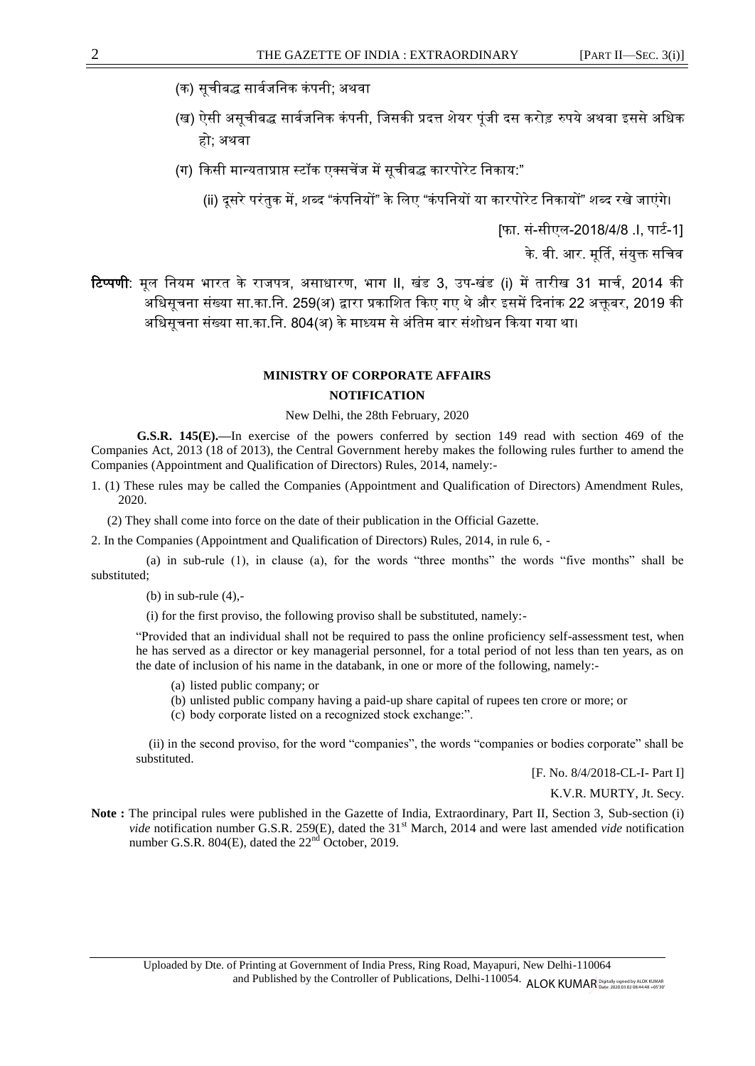(क) सूचीबद्ध सार्वजनिक कंपनी; अथवा

(ख) ऐसी असूचीबद्ध सार्वजनिक कंपनी, जिसकी प्रदत्त शेयर पूंजी दस करोड़ रुपये अथवा इससे अधिक हो; अथवा

(ग) किसी मान्यताप्राप्त स्टॉक एक्सचेंज में सूचीबद्ध कारपोरेट निकाय:"

(ii) दूसरे परंतुक में, शब्द "कंपनियों" के लिए "कंपनियों या कारपोरेट निकायों" शब्द रखे जाएंगे।

[फा. सं-सीएल-2018/4/8 .I, पार्ट-1]

के. वी. आर. मूर्ति, संयुक्त सचिव

**टिप्पणी**: मूल नियम भारत के राजपत्र, असाधारण, भाग II, खंड 3, उप-खंड (i) में तारीख 31 मार्च, 2014 की अधिसूचना संख्या सा.का.नि. 259(अ) द्वारा प्रकाशित किए गए थे और इसमें दिनांक 22 अक्तूबर, 2019 की अधिसूचना संख्या सा.का.नि. 804(अ) के माध्यम से अंतिम बार संशोधन किया गया था।

## MINISTRY OF CORPORATE AFFAIRS

## NOTIFICATION

New Delhi, the 28th February, 2020

**G.S.R. 145(E).**—In exercise of the powers conferred by section 149 read with section 469 of the Companies Act, 2013 (18 of 2013), the Central Government hereby makes the following rules further to amend the Companies (Appointment and Qualification of Directors) Rules, 2014, namely:-

1. (1) These rules may be called the Companies (Appointment and Qualification of Directors) Amendment Rules, 2020.

   (2) They shall come into force on the date of their publication in the Official Gazette.

2. In the Companies (Appointment and Qualification of Directors) Rules, 2014, in rule 6, -

   (a) in sub-rule (1), in clause (a), for the words "three months" the words "five months" shall be substituted;

   (b) in sub-rule (4),-

   (i) for the first proviso, the following proviso shall be substituted, namely:-

   "Provided that an individual shall not be required to pass the online proficiency self-assessment test, when he has served as a director or key managerial personnel, for a total period of not less than ten years, as on the date of inclusion of his name in the databank, in one or more of the following, namely:-

   (a) listed public company; or

   (b) unlisted public company having a paid-up share capital of rupees ten crore or more; or

   (c) body corporate listed on a recognized stock exchange:".

   (ii) in the second proviso, for the word "companies", the words "companies or bodies corporate" shall be substituted.

[F. No. 8/4/2018-CL-I- Part I]

K.V.R. MURTY, Jt. Secy.

**Note :** The principal rules were published in the Gazette of India, Extraordinary, Part II, Section 3, Sub-section (i) *vide* notification number G.S.R. 259(E), dated the 31st March, 2014 and were last amended *vide* notification number G.S.R. 804(E), dated the 22nd October, 2019.

Uploaded by Dte. of Printing at Government of India Press, Ring Road, Mayapuri, New Delhi-110064 and Published by the Controller of Publications, Delhi-110054. ALOK KUMAR